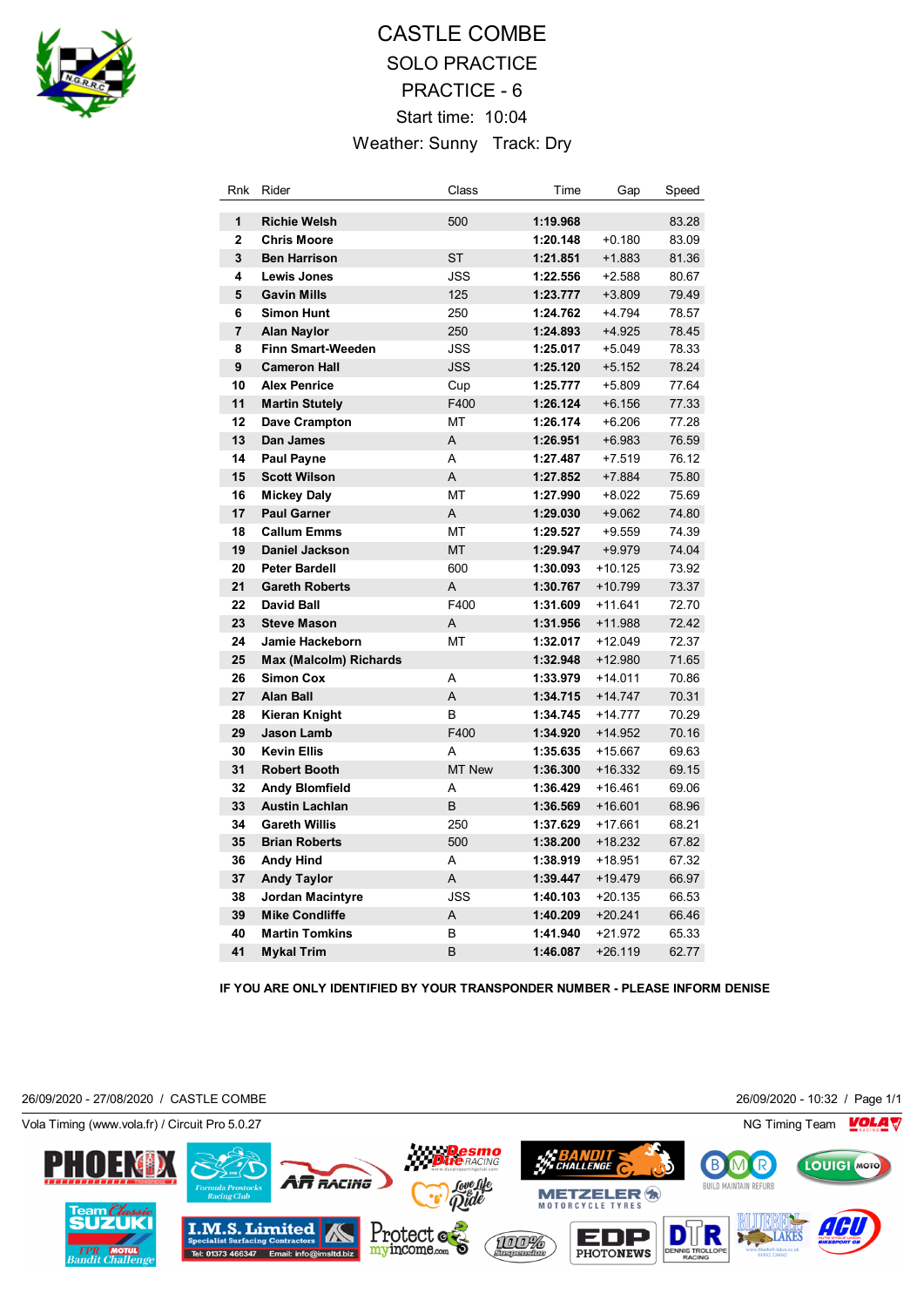# CASTLE COMBE

## SOLO PRACTICE

## PRACTICE - 6

Start time: 10:04

Weather: Sunny Track: Dry

| Rnk | Rider | Class | Time | Gap | Speed |
|---|---|---|---|---|---|
| 1 | **Richie Welsh** | 500 | **1:19.968** | | 83.28 |
| 2 | **Chris Moore** | | **1:20.148** | +0.180 | 83.09 |
| 3 | **Ben Harrison** | ST | **1:21.851** | +1.883 | 81.36 |
| 4 | **Lewis Jones** | JSS | **1:22.556** | +2.588 | 80.67 |
| 5 | **Gavin Mills** | 125 | **1:23.777** | +3.809 | 79.49 |
| 6 | **Simon Hunt** | 250 | **1:24.762** | +4.794 | 78.57 |
| 7 | **Alan Naylor** | 250 | **1:24.893** | +4.925 | 78.45 |
| 8 | **Finn Smart-Weeden** | JSS | **1:25.017** | +5.049 | 78.33 |
| 9 | **Cameron Hall** | JSS | **1:25.120** | +5.152 | 78.24 |
| 10 | **Alex Penrice** | Cup | **1:25.777** | +5.809 | 77.64 |
| 11 | **Martin Stutely** | F400 | **1:26.124** | +6.156 | 77.33 |
| 12 | **Dave Crampton** | MT | **1:26.174** | +6.206 | 77.28 |
| 13 | **Dan James** | A | **1:26.951** | +6.983 | 76.59 |
| 14 | **Paul Payne** | A | **1:27.487** | +7.519 | 76.12 |
| 15 | **Scott Wilson** | A | **1:27.852** | +7.884 | 75.80 |
| 16 | **Mickey Daly** | MT | **1:27.990** | +8.022 | 75.69 |
| 17 | **Paul Garner** | A | **1:29.030** | +9.062 | 74.80 |
| 18 | **Callum Emms** | MT | **1:29.527** | +9.559 | 74.39 |
| 19 | **Daniel Jackson** | MT | **1:29.947** | +9.979 | 74.04 |
| 20 | **Peter Bardell** | 600 | **1:30.093** | +10.125 | 73.92 |
| 21 | **Gareth Roberts** | A | **1:30.767** | +10.799 | 73.37 |
| 22 | **David Ball** | F400 | **1:31.609** | +11.641 | 72.70 |
| 23 | **Steve Mason** | A | **1:31.956** | +11.988 | 72.42 |
| 24 | **Jamie Hackeborn** | MT | **1:32.017** | +12.049 | 72.37 |
| 25 | **Max (Malcolm) Richards** | | **1:32.948** | +12.980 | 71.65 |
| 26 | **Simon Cox** | A | **1:33.979** | +14.011 | 70.86 |
| 27 | **Alan Ball** | A | **1:34.715** | +14.747 | 70.31 |
| 28 | **Kieran Knight** | B | **1:34.745** | +14.777 | 70.29 |
| 29 | **Jason Lamb** | F400 | **1:34.920** | +14.952 | 70.16 |
| 30 | **Kevin Ellis** | A | **1:35.635** | +15.667 | 69.63 |
| 31 | **Robert Booth** | MT New | **1:36.300** | +16.332 | 69.15 |
| 32 | **Andy Blomfield** | A | **1:36.429** | +16.461 | 69.06 |
| 33 | **Austin Lachlan** | B | **1:36.569** | +16.601 | 68.96 |
| 34 | **Gareth Willis** | 250 | **1:37.629** | +17.661 | 68.21 |
| 35 | **Brian Roberts** | 500 | **1:38.200** | +18.232 | 67.82 |
| 36 | **Andy Hind** | A | **1:38.919** | +18.951 | 67.32 |
| 37 | **Andy Taylor** | A | **1:39.447** | +19.479 | 66.97 |
| 38 | **Jordan Macintyre** | JSS | **1:40.103** | +20.135 | 66.53 |
| 39 | **Mike Condliffe** | A | **1:40.209** | +20.241 | 66.46 |
| 40 | **Martin Tomkins** | B | **1:41.940** | +21.972 | 65.33 |
| 41 | **Mykal Trim** | B | **1:46.087** | +26.119 | 62.77 |

**IF YOU ARE ONLY IDENTIFIED BY YOUR TRANSPONDER NUMBER - PLEASE INFORM DENISE**

26/09/2020 - 27/08/2020 / CASTLE COMBE

26/09/2020 - 10:32

Vola Timing (www.vola.fr) / Circuit Pro 5.0.27

NG Timing Team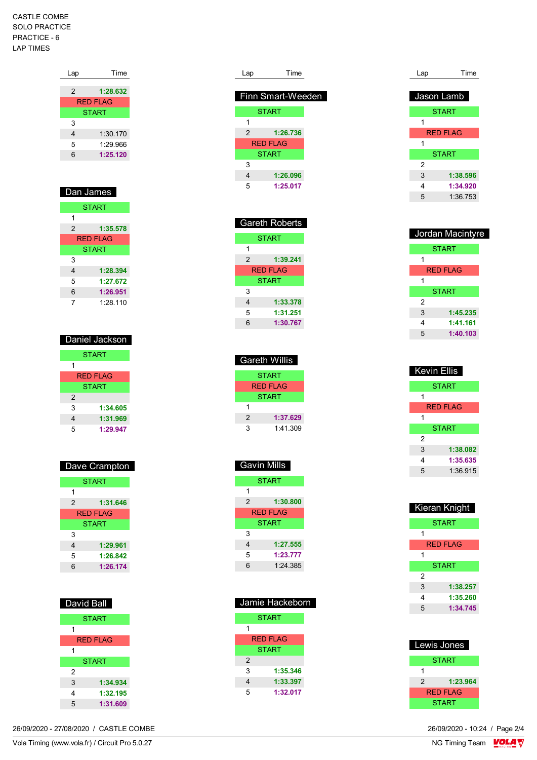CASTLE COMBE
SOLO PRACTICE
PRACTICE - 6
LAP TIMES

| Lap | Time |
|---|---|
| 2 | 1:28.632 |
| RED FLAG | |
| START | |
| 3 | |
| 4 | 1:30.170 |
| 5 | 1:29.966 |
| 6 | 1:25.120 |

### Dan James

| Lap | Time |
|---|---|
| START | |
| 1 | |
| 2 | 1:35.578 |
| RED FLAG | |
| START | |
| 3 | |
| 4 | 1:28.394 |
| 5 | 1:27.672 |
| 6 | 1:26.951 |
| 7 | 1:28.110 |

### Daniel Jackson

| Lap | Time |
|---|---|
| START | |
| 1 | |
| RED FLAG | |
| START | |
| 2 | |
| 3 | 1:34.605 |
| 4 | 1:31.969 |
| 5 | 1:29.947 |

### Dave Crampton

| Lap | Time |
|---|---|
| START | |
| 1 | |
| 2 | 1:31.646 |
| RED FLAG | |
| START | |
| 3 | |
| 4 | 1:29.961 |
| 5 | 1:26.842 |
| 6 | 1:26.174 |

### David Ball

| Lap | Time |
|---|---|
| START | |
| 1 | |
| RED FLAG | |
| 1 | |
| START | |
| 2 | |
| 3 | 1:34.934 |
| 4 | 1:32.195 |
| 5 | 1:31.609 |

### Finn Smart-Weeden

| Lap | Time |
|---|---|
| START | |
| 1 | |
| 2 | 1:26.736 |
| RED FLAG | |
| START | |
| 3 | |
| 4 | 1:26.096 |
| 5 | 1:25.017 |

### Gareth Roberts

| Lap | Time |
|---|---|
| START | |
| 1 | |
| 2 | 1:39.241 |
| RED FLAG | |
| START | |
| 3 | |
| 4 | 1:33.378 |
| 5 | 1:31.251 |
| 6 | 1:30.767 |

### Gareth Willis

| Lap | Time |
|---|---|
| START | |
| RED FLAG | |
| START | |
| 1 | |
| 2 | 1:37.629 |
| 3 | 1:41.309 |

### Gavin Mills

| Lap | Time |
|---|---|
| START | |
| 1 | |
| 2 | 1:30.800 |
| RED FLAG | |
| START | |
| 3 | |
| 4 | 1:27.555 |
| 5 | 1:23.777 |
| 6 | 1:24.385 |

### Jamie Hackeborn

| Lap | Time |
|---|---|
| START | |
| 1 | |
| RED FLAG | |
| START | |
| 2 | |
| 3 | 1:35.346 |
| 4 | 1:33.397 |
| 5 | 1:32.017 |

### Jason Lamb

| Lap | Time |
|---|---|
| START | |
| 1 | |
| RED FLAG | |
| 1 | |
| START | |
| 2 | |
| 3 | 1:38.596 |
| 4 | 1:34.920 |
| 5 | 1:36.753 |

### Jordan Macintyre

| Lap | Time |
|---|---|
| START | |
| 1 | |
| RED FLAG | |
| 1 | |
| START | |
| 2 | |
| 3 | 1:45.235 |
| 4 | 1:41.161 |
| 5 | 1:40.103 |

### Kevin Ellis

| Lap | Time |
|---|---|
| START | |
| 1 | |
| RED FLAG | |
| 1 | |
| START | |
| 2 | |
| 3 | 1:38.082 |
| 4 | 1:35.635 |
| 5 | 1:36.915 |

### Kieran Knight

| Lap | Time |
|---|---|
| START | |
| 1 | |
| RED FLAG | |
| 1 | |
| START | |
| 2 | |
| 3 | 1:38.257 |
| 4 | 1:35.260 |
| 5 | 1:34.745 |

### Lewis Jones

| Lap | Time |
|---|---|
| START | |
| 1 | |
| 2 | 1:23.964 |
| RED FLAG | |
| START | |

26/09/2020 - 27/08/2020 / CASTLE COMBE
Vola Timing (www.vola.fr) / Circuit Pro 5.0.27
26/09/2020 - 10:24
NG Timing Team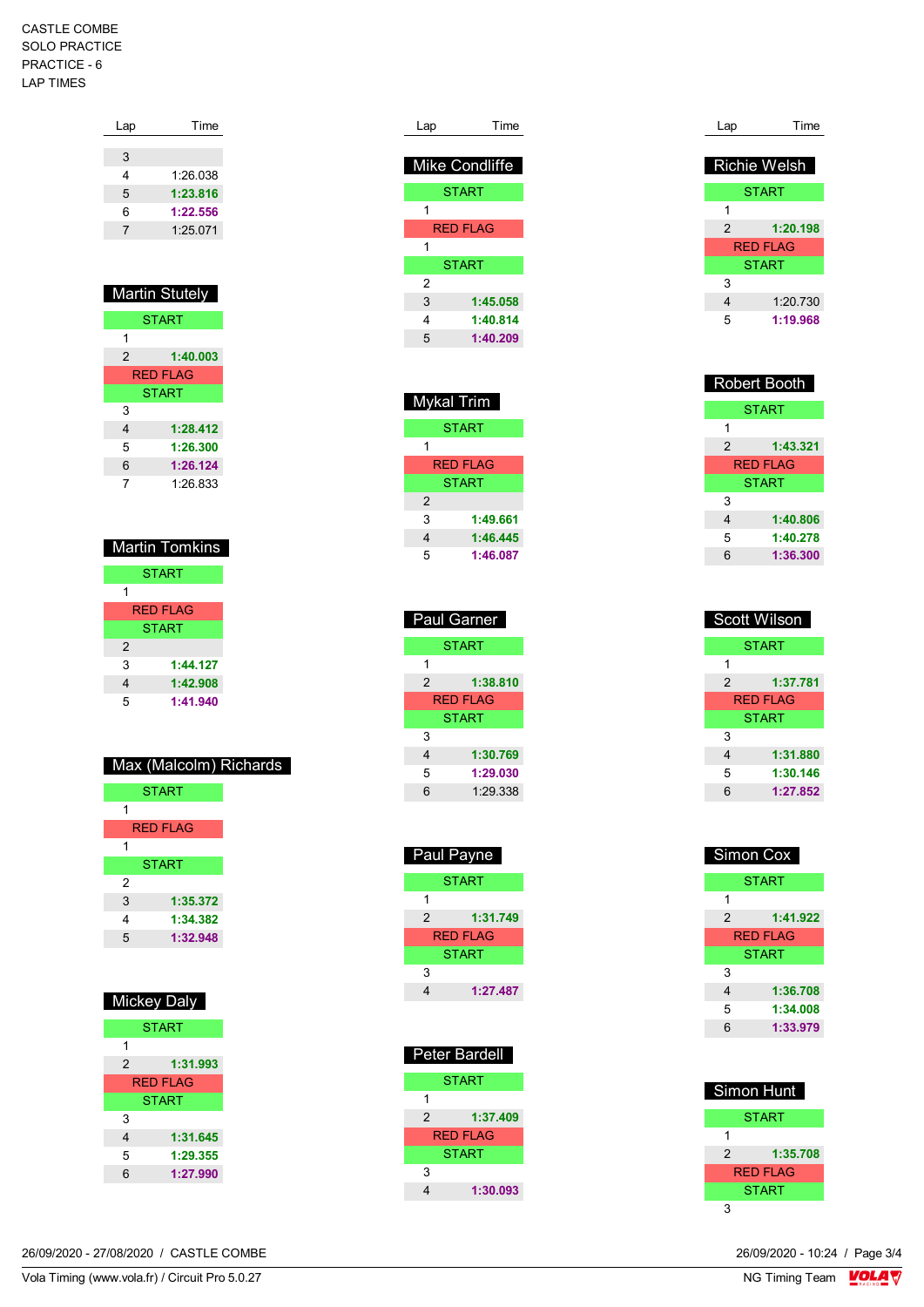CASTLE COMBE
SOLO PRACTICE
PRACTICE - 6
LAP TIMES

| Lap | Time |
|---|---|
| 3 | |
| 4 | 1:26.038 |
| 5 | **1:23.816** |
| 6 | **1:22.556** |
| 7 | 1:25.071 |

## Martin Stutely

| Lap | Time |
|---|---|
| START | |
| 1 | |
| 2 | **1:40.003** |
| RED FLAG | |
| START | |
| 3 | |
| 4 | **1:28.412** |
| 5 | **1:26.300** |
| 6 | **1:26.124** |
| 7 | 1:26.833 |

## Martin Tomkins

| Lap | Time |
|---|---|
| START | |
| 1 | |
| RED FLAG | |
| START | |
| 2 | |
| 3 | **1:44.127** |
| 4 | **1:42.908** |
| 5 | **1:41.940** |

## Max (Malcolm) Richards

| Lap | Time |
|---|---|
| START | |
| 1 | |
| RED FLAG | |
| 1 | |
| START | |
| 2 | |
| 3 | **1:35.372** |
| 4 | **1:34.382** |
| 5 | **1:32.948** |

## Mickey Daly

| Lap | Time |
|---|---|
| START | |
| 1 | |
| 2 | **1:31.993** |
| RED FLAG | |
| START | |
| 3 | |
| 4 | **1:31.645** |
| 5 | **1:29.355** |
| 6 | **1:27.990** |

## Mike Condliffe

| Lap | Time |
|---|---|
| START | |
| 1 | |
| RED FLAG | |
| 1 | |
| START | |
| 2 | |
| 3 | **1:45.058** |
| 4 | **1:40.814** |
| 5 | **1:40.209** |

## Mykal Trim

| Lap | Time |
|---|---|
| START | |
| 1 | |
| RED FLAG | |
| START | |
| 2 | |
| 3 | **1:49.661** |
| 4 | **1:46.445** |
| 5 | **1:46.087** |

## Paul Garner

| Lap | Time |
|---|---|
| START | |
| 1 | |
| 2 | **1:38.810** |
| RED FLAG | |
| START | |
| 3 | |
| 4 | **1:30.769** |
| 5 | **1:29.030** |
| 6 | 1:29.338 |

## Paul Payne

| Lap | Time |
|---|---|
| START | |
| 1 | |
| 2 | **1:31.749** |
| RED FLAG | |
| START | |
| 3 | |
| 4 | **1:27.487** |

## Peter Bardell

| Lap | Time |
|---|---|
| START | |
| 1 | |
| 2 | **1:37.409** |
| RED FLAG | |
| START | |
| 3 | |
| 4 | **1:30.093** |

## Richie Welsh

| Lap | Time |
|---|---|
| START | |
| 1 | |
| 2 | **1:20.198** |
| RED FLAG | |
| START | |
| 3 | |
| 4 | 1:20.730 |
| 5 | **1:19.968** |

## Robert Booth

| Lap | Time |
|---|---|
| START | |
| 1 | |
| 2 | **1:43.321** |
| RED FLAG | |
| START | |
| 3 | |
| 4 | **1:40.806** |
| 5 | **1:40.278** |
| 6 | **1:36.300** |

## Scott Wilson

| Lap | Time |
|---|---|
| START | |
| 1 | |
| 2 | **1:37.781** |
| RED FLAG | |
| START | |
| 3 | |
| 4 | **1:31.880** |
| 5 | **1:30.146** |
| 6 | **1:27.852** |

## Simon Cox

| Lap | Time |
|---|---|
| START | |
| 1 | |
| 2 | **1:41.922** |
| RED FLAG | |
| START | |
| 3 | |
| 4 | **1:36.708** |
| 5 | **1:34.008** |
| 6 | **1:33.979** |

## Simon Hunt

| Lap | Time |
|---|---|
| START | |
| 1 | |
| 2 | **1:35.708** |
| RED FLAG | |
| START | |
| 3 | |

26/09/2020 - 27/08/2020 / CASTLE COMBE
Vola Timing (www.vola.fr) / Circuit Pro 5.0.27
26/09/2020 - 10:24
NG Timing Team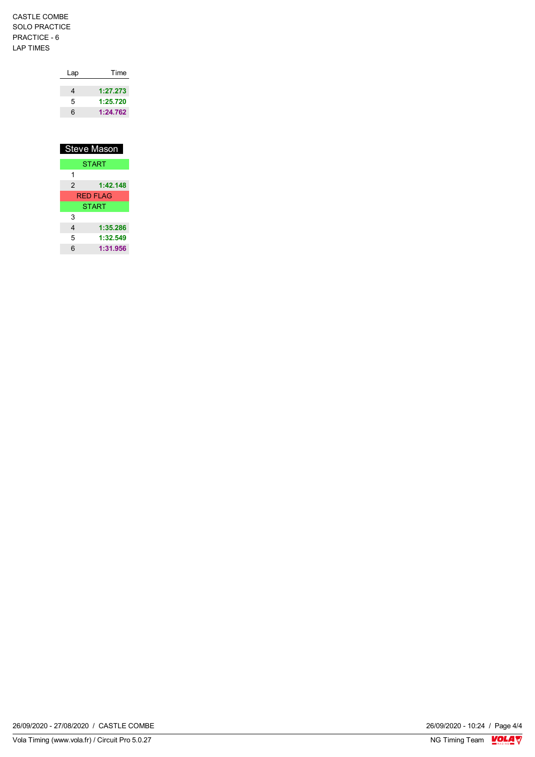CASTLE COMBE
SOLO PRACTICE
PRACTICE - 6
LAP TIMES

| Lap | Time |
|---|---|
| 4 | **1:27.273** |
| 5 | **1:25.720** |
| 6 | **1:24.762** |

**Steve Mason**

| Lap | Time |
|---|---|
| START | |
| 1 | |
| 2 | **1:42.148** |
| RED FLAG | |
| START | |
| 3 | |
| 4 | **1:35.286** |
| 5 | **1:32.549** |
| 6 | **1:31.956** |

26/09/2020 - 27/08/2020 / CASTLE COMBE

26/09/2020 - 10:24

Vola Timing (www.vola.fr) / Circuit Pro 5.0.27

NG Timing Team